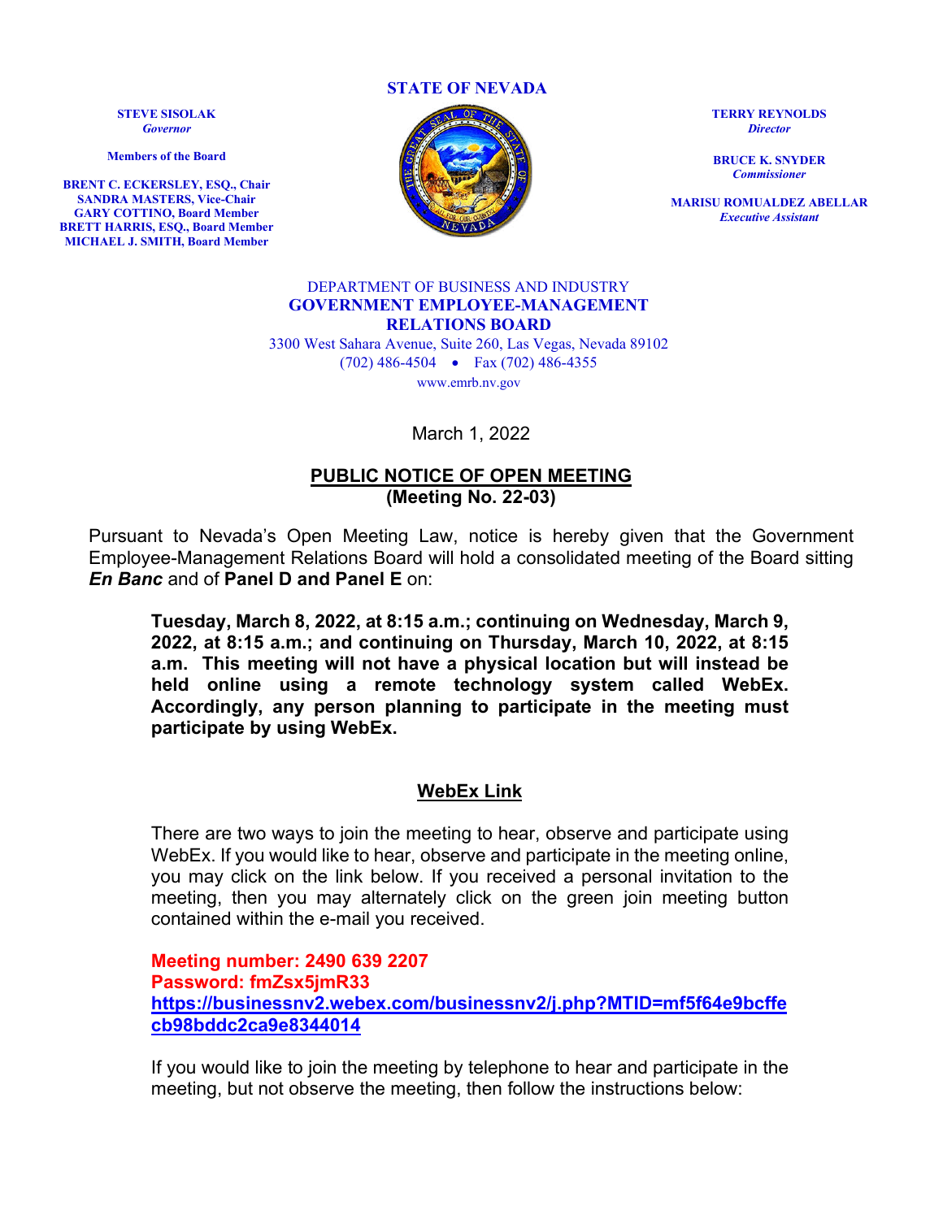**STATE OF NEVADA**

**STEVE SISOLAK**
*Governor*

**Members of the Board**

**BRENT C. ECKERSLEY, ESQ., Chair**
**SANDRA MASTERS, Vice-Chair**
**GARY COTTINO, Board Member**
**BRETT HARRIS, ESQ., Board Member**
**MICHAEL J. SMITH, Board Member**

**TERRY REYNOLDS**
*Director*

**BRUCE K. SNYDER**
*Commissioner*

**MARISU ROMUALDEZ ABELLAR**
*Executive Assistant*

DEPARTMENT OF BUSINESS AND INDUSTRY
**GOVERNMENT EMPLOYEE-MANAGEMENT RELATIONS BOARD**
3300 West Sahara Avenue, Suite 260, Las Vegas, Nevada 89102
(702) 486-4504 • Fax (702) 486-4355
www.emrb.nv.gov

March 1, 2022

## PUBLIC NOTICE OF OPEN MEETING
**(Meeting No. 22-03)**

Pursuant to Nevada's Open Meeting Law, notice is hereby given that the Government Employee-Management Relations Board will hold a consolidated meeting of the Board sitting ***En Banc*** and of **Panel D and Panel E** on:

> **Tuesday, March 8, 2022, at 8:15 a.m.; continuing on Wednesday, March 9, 2022, at 8:15 a.m.; and continuing on Thursday, March 10, 2022, at 8:15 a.m. This meeting will not have a physical location but will instead be held online using a remote technology system called WebEx. Accordingly, any person planning to participate in the meeting must participate by using WebEx.**

### WebEx Link

There are two ways to join the meeting to hear, observe and participate using WebEx. If you would like to hear, observe and participate in the meeting online, you may click on the link below. If you received a personal invitation to the meeting, then you may alternately click on the green join meeting button contained within the e-mail you received.

**Meeting number: 2490 639 2207**
**Password: fmZsx5jmR33**
**https://businessnv2.webex.com/businessnv2/j.php?MTID=mf5f64e9bcffecb98bddc2ca9e8344014**

If you would like to join the meeting by telephone to hear and participate in the meeting, but not observe the meeting, then follow the instructions below: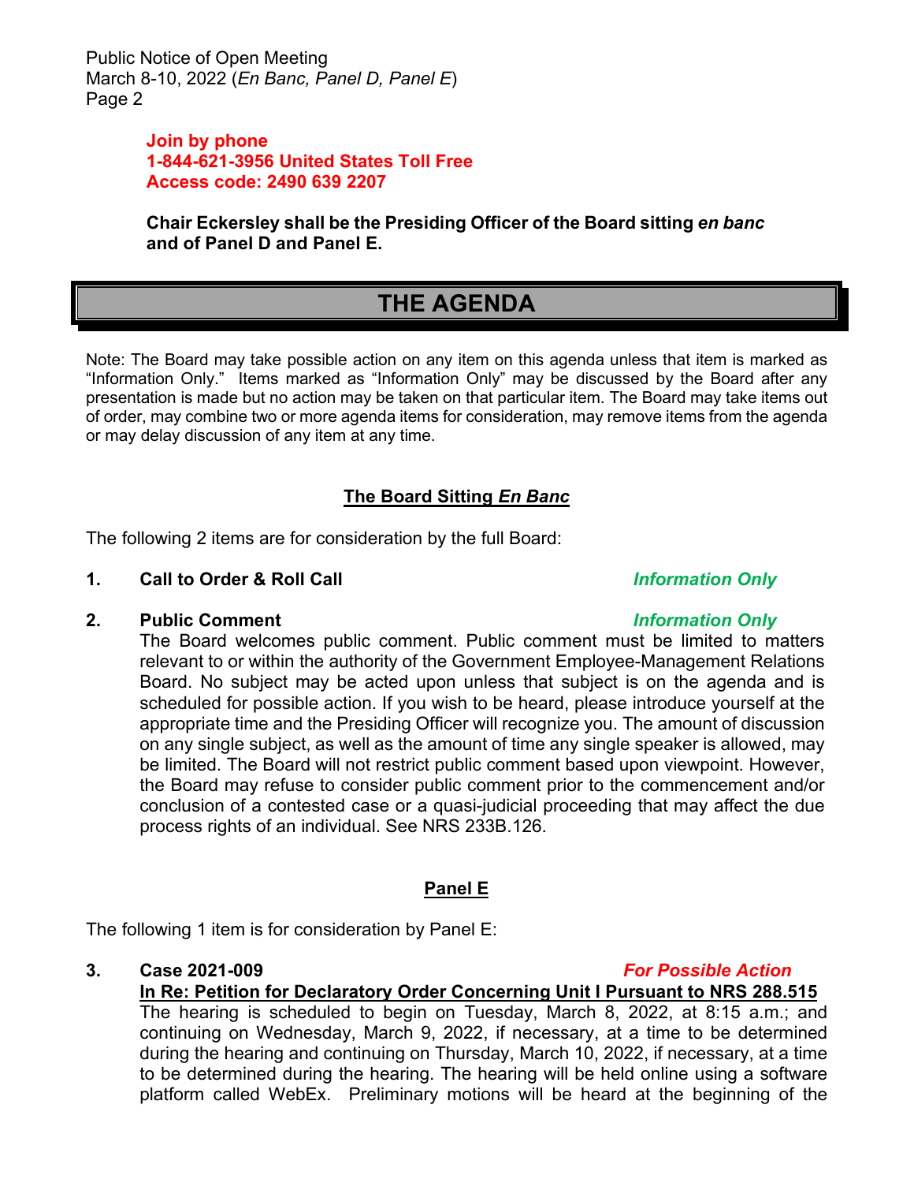**Join by phone**
**1-844-621-3956 United States Toll Free**
**Access code: 2490 639 2207**

**Chair Eckersley shall be the Presiding Officer of the Board sitting *en banc* and of Panel D and Panel E.**

# THE AGENDA

Note: The Board may take possible action on any item on this agenda unless that item is marked as "Information Only." Items marked as "Information Only" may be discussed by the Board after any presentation is made but no action may be taken on that particular item. The Board may take items out of order, may combine two or more agenda items for consideration, may remove items from the agenda or may delay discussion of any item at any time.

## The Board Sitting *En Banc*

The following 2 items are for consideration by the full Board:

**1. Call to Order & Roll Call** *Information Only*

**2. Public Comment** *Information Only*

The Board welcomes public comment. Public comment must be limited to matters relevant to or within the authority of the Government Employee-Management Relations Board. No subject may be acted upon unless that subject is on the agenda and is scheduled for possible action. If you wish to be heard, please introduce yourself at the appropriate time and the Presiding Officer will recognize you. The amount of discussion on any single subject, as well as the amount of time any single speaker is allowed, may be limited. The Board will not restrict public comment based upon viewpoint. However, the Board may refuse to consider public comment prior to the commencement and/or conclusion of a contested case or a quasi-judicial proceeding that may affect the due process rights of an individual. See NRS 233B.126.

## Panel E

The following 1 item is for consideration by Panel E:

**3. Case 2021-009** *For Possible Action*

**In Re: Petition for Declaratory Order Concerning Unit I Pursuant to NRS 288.515**

The hearing is scheduled to begin on Tuesday, March 8, 2022, at 8:15 a.m.; and continuing on Wednesday, March 9, 2022, if necessary, at a time to be determined during the hearing and continuing on Thursday, March 10, 2022, if necessary, at a time to be determined during the hearing. The hearing will be held online using a software platform called WebEx. Preliminary motions will be heard at the beginning of the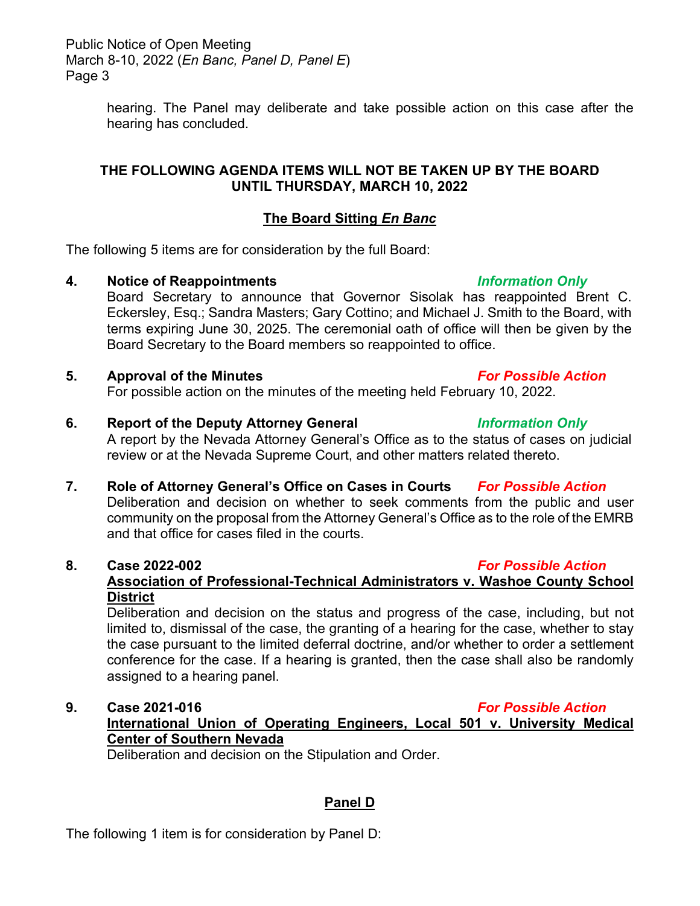hearing. The Panel may deliberate and take possible action on this case after the hearing has concluded.

**THE FOLLOWING AGENDA ITEMS WILL NOT BE TAKEN UP BY THE BOARD UNTIL THURSDAY, MARCH 10, 2022**

## The Board Sitting *En Banc*

The following 5 items are for consideration by the full Board:

**4. Notice of Reappointments** *Information Only*

Board Secretary to announce that Governor Sisolak has reappointed Brent C. Eckersley, Esq.; Sandra Masters; Gary Cottino; and Michael J. Smith to the Board, with terms expiring June 30, 2025. The ceremonial oath of office will then be given by the Board Secretary to the Board members so reappointed to office.

**5. Approval of the Minutes** *For Possible Action*

For possible action on the minutes of the meeting held February 10, 2022.

**6. Report of the Deputy Attorney General** *Information Only*

A report by the Nevada Attorney General's Office as to the status of cases on judicial review or at the Nevada Supreme Court, and other matters related thereto.

**7. Role of Attorney General's Office on Cases in Courts** *For Possible Action*

Deliberation and decision on whether to seek comments from the public and user community on the proposal from the Attorney General's Office as to the role of the EMRB and that office for cases filed in the courts.

**8. Case 2022-002** *For Possible Action*

**Association of Professional-Technical Administrators v. Washoe County School District**

Deliberation and decision on the status and progress of the case, including, but not limited to, dismissal of the case, the granting of a hearing for the case, whether to stay the case pursuant to the limited deferral doctrine, and/or whether to order a settlement conference for the case. If a hearing is granted, then the case shall also be randomly assigned to a hearing panel.

**9. Case 2021-016** *For Possible Action*

**International Union of Operating Engineers, Local 501 v. University Medical Center of Southern Nevada**

Deliberation and decision on the Stipulation and Order.

## Panel D

The following 1 item is for consideration by Panel D: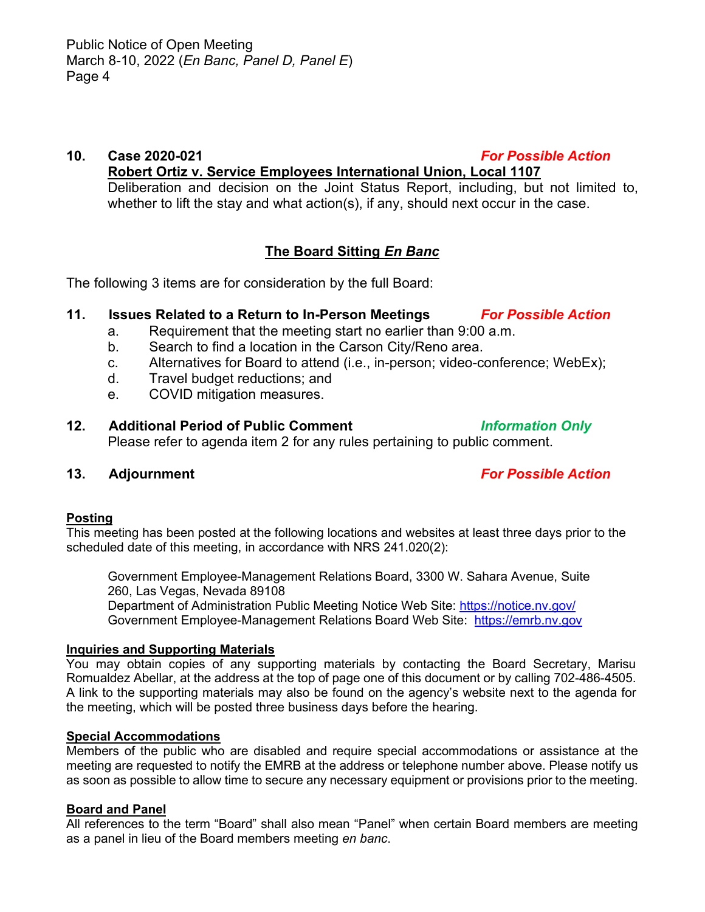**10. Case 2020-021** ***For Possible Action***

**Robert Ortiz v. Service Employees International Union, Local 1107**

Deliberation and decision on the Joint Status Report, including, but not limited to, whether to lift the stay and what action(s), if any, should next occur in the case.

## The Board Sitting *En Banc*

The following 3 items are for consideration by the full Board:

**11. Issues Related to a Return to In-Person Meetings** ***For Possible Action***

a. Requirement that the meeting start no earlier than 9:00 a.m.
b. Search to find a location in the Carson City/Reno area.
c. Alternatives for Board to attend (i.e., in-person; video-conference; WebEx);
d. Travel budget reductions; and
e. COVID mitigation measures.

**12. Additional Period of Public Comment** ***Information Only***

Please refer to agenda item 2 for any rules pertaining to public comment.

**13. Adjournment** ***For Possible Action***

### Posting

This meeting has been posted at the following locations and websites at least three days prior to the scheduled date of this meeting, in accordance with NRS 241.020(2):

Government Employee-Management Relations Board, 3300 W. Sahara Avenue, Suite 260, Las Vegas, Nevada 89108
Department of Administration Public Meeting Notice Web Site: https://notice.nv.gov/
Government Employee-Management Relations Board Web Site: https://emrb.nv.gov

### Inquiries and Supporting Materials

You may obtain copies of any supporting materials by contacting the Board Secretary, Marisu Romualdez Abellar, at the address at the top of page one of this document or by calling 702-486-4505. A link to the supporting materials may also be found on the agency's website next to the agenda for the meeting, which will be posted three business days before the hearing.

### Special Accommodations

Members of the public who are disabled and require special accommodations or assistance at the meeting are requested to notify the EMRB at the address or telephone number above. Please notify us as soon as possible to allow time to secure any necessary equipment or provisions prior to the meeting.

### Board and Panel

All references to the term "Board" shall also mean "Panel" when certain Board members are meeting as a panel in lieu of the Board members meeting *en banc*.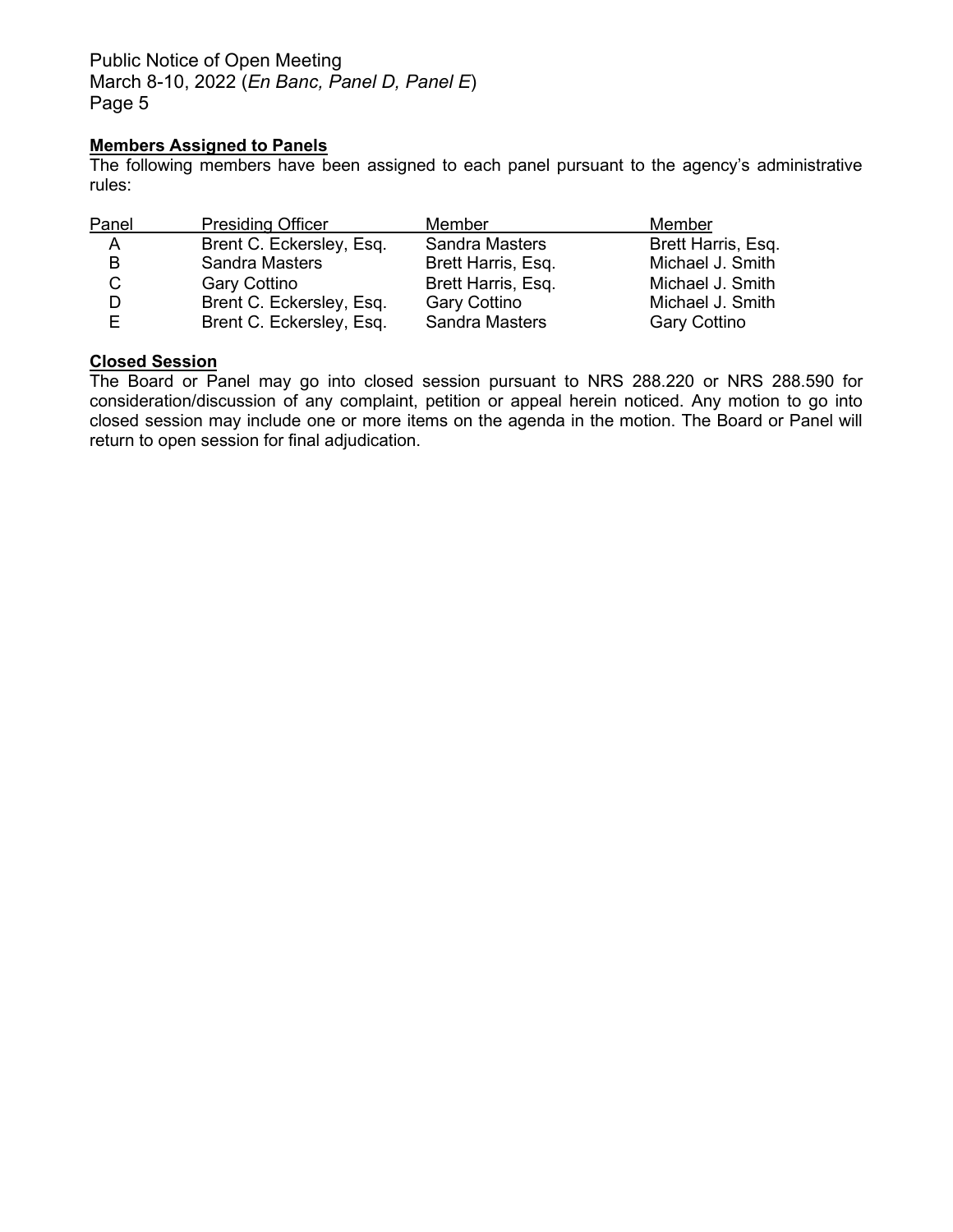**Members Assigned to Panels**

The following members have been assigned to each panel pursuant to the agency's administrative rules:

| Panel | Presiding Officer | Member | Member |
|---|---|---|---|
| A | Brent C. Eckersley, Esq. | Sandra Masters | Brett Harris, Esq. |
| B | Sandra Masters | Brett Harris, Esq. | Michael J. Smith |
| C | Gary Cottino | Brett Harris, Esq. | Michael J. Smith |
| D | Brent C. Eckersley, Esq. | Gary Cottino | Michael J. Smith |
| E | Brent C. Eckersley, Esq. | Sandra Masters | Gary Cottino |

**Closed Session**

The Board or Panel may go into closed session pursuant to NRS 288.220 or NRS 288.590 for consideration/discussion of any complaint, petition or appeal herein noticed. Any motion to go into closed session may include one or more items on the agenda in the motion. The Board or Panel will return to open session for final adjudication.